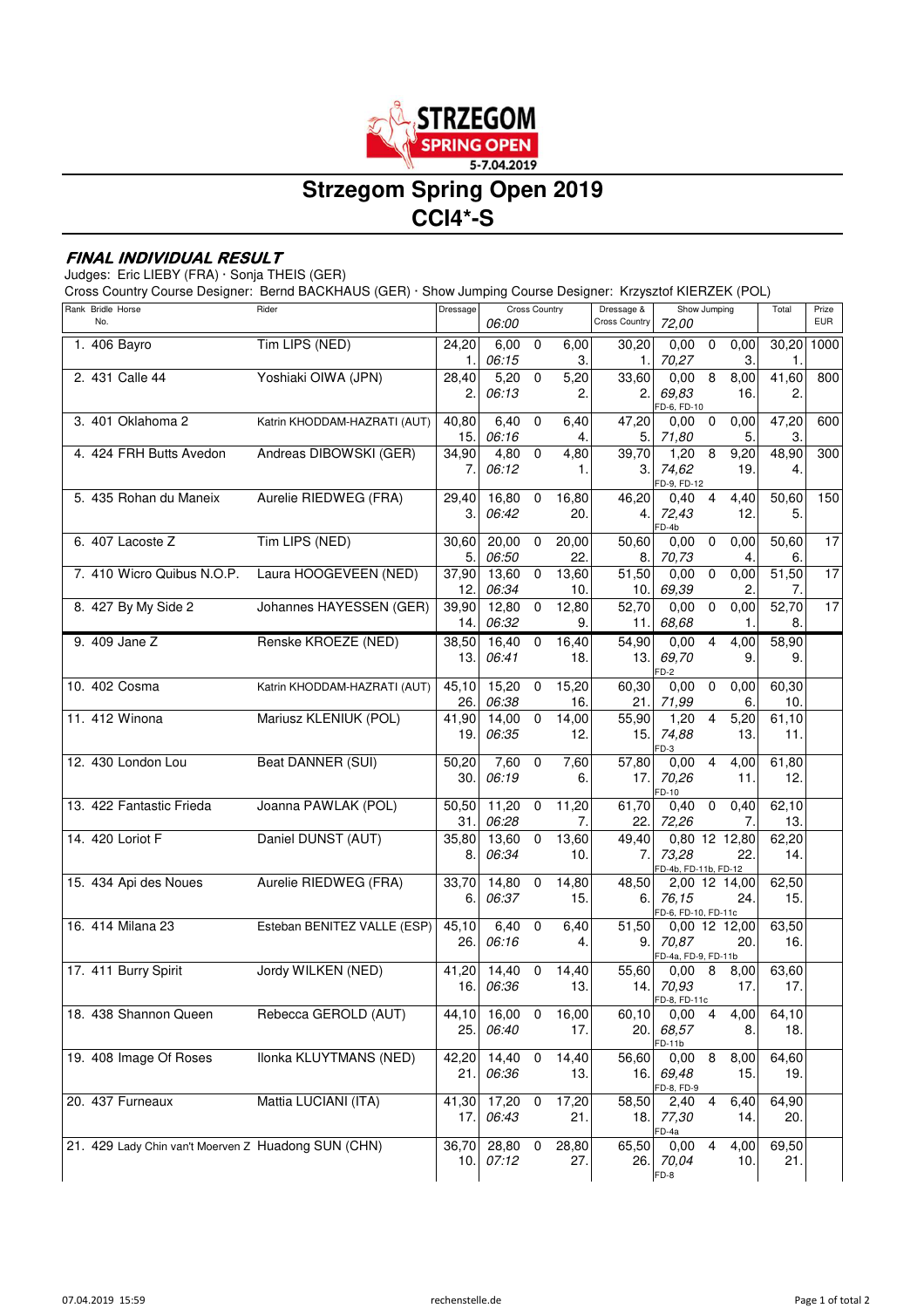# Strzegom Spring Open 2019
# CCI4*-S

## FINAL INDIVIDUAL RESULT

Judges: Eric LIEBY (FRA) · Sonja THEIS (GER)
Cross Country Course Designer: Bernd BACKHAUS (GER) · Show Jumping Course Designer: Krzysztof KIERZEK (POL)

| Rank | Bridle No. | Horse | Rider | Dressage | Cross Country 06:00 | | | Dressage & Cross Country | Show Jumping 72,00 | | | Total | Prize EUR |
|---|---|---|---|---|---|---|---|---|---|---|---|---|---|
| 1. | 406 | Bayro | Tim LIPS (NED) | 24,20 / 1. | 6,00 / 06:15 | 0 | 6,00 / 3. | 30,20 / 1. | 0,00 / 70,27 | 0 | 0,00 / 3. | 30,20 / 1. | 1000 |
| 2. | 431 | Calle 44 | Yoshiaki OIWA (JPN) | 28,40 / 2. | 5,20 / 06:13 | 0 | 5,20 / 2. | 33,60 / 2. | 0,00 / 69,83 / FD-6, FD-10 | 8 | 8,00 / 16. | 41,60 / 2. | 800 |
| 3. | 401 | Oklahoma 2 | Katrin KHODDAM-HAZRATI (AUT) | 40,80 / 15. | 6,40 / 06:16 | 0 | 6,40 / 4. | 47,20 / 5. | 0,00 / 71,80 | 0 | 0,00 / 5. | 47,20 / 3. | 600 |
| 4. | 424 | FRH Butts Avedon | Andreas DIBOWSKI (GER) | 34,90 / 7. | 4,80 / 06:12 | 0 | 4,80 / 1. | 39,70 / 3. | 1,20 / 74,62 / FD-9, FD-12 | 8 | 9,20 / 19. | 48,90 / 4. | 300 |
| 5. | 435 | Rohan du Maneix | Aurelie RIEDWEG (FRA) | 29,40 / 3. | 16,80 / 06:42 | 0 | 16,80 / 20. | 46,20 / 4. | 0,40 / 72,43 / FD-4b | 4 | 4,40 / 12. | 50,60 / 5. | 150 |
| 6. | 407 | Lacoste Z | Tim LIPS (NED) | 30,60 / 5. | 20,00 / 06:50 | 0 | 20,00 / 22. | 50,60 / 8. | 0,00 / 70,73 | 0 | 0,00 / 4. | 50,60 / 6. | 17 |
| 7. | 410 | Wicro Quibus N.O.P. | Laura HOOGEVEEN (NED) | 37,90 / 12. | 13,60 / 06:34 | 0 | 13,60 / 10. | 51,50 / 10. | 0,00 / 69,39 | 0 | 0,00 / 2. | 51,50 / 7. | 17 |
| 8. | 427 | By My Side 2 | Johannes HAYESSEN (GER) | 39,90 / 14. | 12,80 / 06:32 | 0 | 12,80 / 9. | 52,70 / 11. | 0,00 / 68,68 | 0 | 0,00 / 1. | 52,70 / 8. | 17 |
| 9. | 409 | Jane Z | Renske KROEZE (NED) | 38,50 / 13. | 16,40 / 06:41 | 0 | 16,40 / 18. | 54,90 / 13. | 0,00 / 69,70 / FD-2 | 4 | 4,00 / 9. | 58,90 / 9. | |
| 10. | 402 | Cosma | Katrin KHODDAM-HAZRATI (AUT) | 45,10 / 26. | 15,20 / 06:38 | 0 | 15,20 / 16. | 60,30 / 21. | 0,00 / 71,99 | 0 | 0,00 / 6. | 60,30 / 10. | |
| 11. | 412 | Winona | Mariusz KLENIUK (POL) | 41,90 / 19. | 14,00 / 06:35 | 0 | 14,00 / 12. | 55,90 / 15. | 1,20 / 74,88 / FD-3 | 4 | 5,20 / 13. | 61,10 / 11. | |
| 12. | 430 | London Lou | Beat DANNER (SUI) | 50,20 / 30. | 7,60 / 06:19 | 0 | 7,60 / 6. | 57,80 / 17. | 0,00 / 70,26 / FD-10 | 4 | 4,00 / 11. | 61,80 / 12. | |
| 13. | 422 | Fantastic Frieda | Joanna PAWLAK (POL) | 50,50 / 31. | 11,20 / 06:28 | 0 | 11,20 / 7. | 61,70 / 22. | 0,40 / 72,26 | 0 | 0,40 / 7. | 62,10 / 13. | |
| 14. | 420 | Loriot F | Daniel DUNST (AUT) | 35,80 / 8. | 13,60 / 06:34 | 0 | 13,60 / 10. | 49,40 / 7. | 0,80 / 73,28 / FD-4b, FD-11b, FD-12 | 12 | 12,80 / 22. | 62,20 / 14. | |
| 15. | 434 | Api des Noues | Aurelie RIEDWEG (FRA) | 33,70 / 6. | 14,80 / 06:37 | 0 | 14,80 / 15. | 48,50 / 6. | 2,00 / 76,15 / FD-6, FD-10, FD-11c | 12 | 14,00 / 24. | 62,50 / 15. | |
| 16. | 414 | Milana 23 | Esteban BENITEZ VALLE (ESP) | 45,10 / 26. | 6,40 / 06:16 | 0 | 6,40 / 4. | 51,50 / 9. | 0,00 / 70,87 / FD-4a, FD-9, FD-11b | 12 | 12,00 / 20. | 63,50 / 16. | |
| 17. | 411 | Burry Spirit | Jordy WILKEN (NED) | 41,20 / 16. | 14,40 / 06:36 | 0 | 14,40 / 13. | 55,60 / 14. | 0,00 / 70,93 / FD-8, FD-11c | 8 | 8,00 / 17. | 63,60 / 17. | |
| 18. | 438 | Shannon Queen | Rebecca GEROLD (AUT) | 44,10 / 25. | 16,00 / 06:40 | 0 | 16,00 / 17. | 60,10 / 20. | 0,00 / 68,57 / FD-11b | 4 | 4,00 / 8. | 64,10 / 18. | |
| 19. | 408 | Image Of Roses | Ilonka KLUYTMANS (NED) | 42,20 / 21. | 14,40 / 06:36 | 0 | 14,40 / 13. | 56,60 / 16. | 0,00 / 69,48 / FD-8, FD-9 | 8 | 8,00 / 15. | 64,60 / 19. | |
| 20. | 437 | Furneaux | Mattia LUCIANI (ITA) | 41,30 / 17. | 17,20 / 06:43 | 0 | 17,20 / 21. | 58,50 / 18. | 2,40 / 77,30 / FD-4a | 4 | 6,40 / 14. | 64,90 / 20. | |
| 21. | 429 | Lady Chin van't Moerven Z | Huadong SUN (CHN) | 36,70 / 10. | 28,80 / 07:12 | 0 | 28,80 / 27. | 65,50 / 26. | 0,00 / 70,04 / FD-8 | 4 | 4,00 / 10. | 69,50 / 21. | |

07.04.2019 15:59 · rechenstelle.de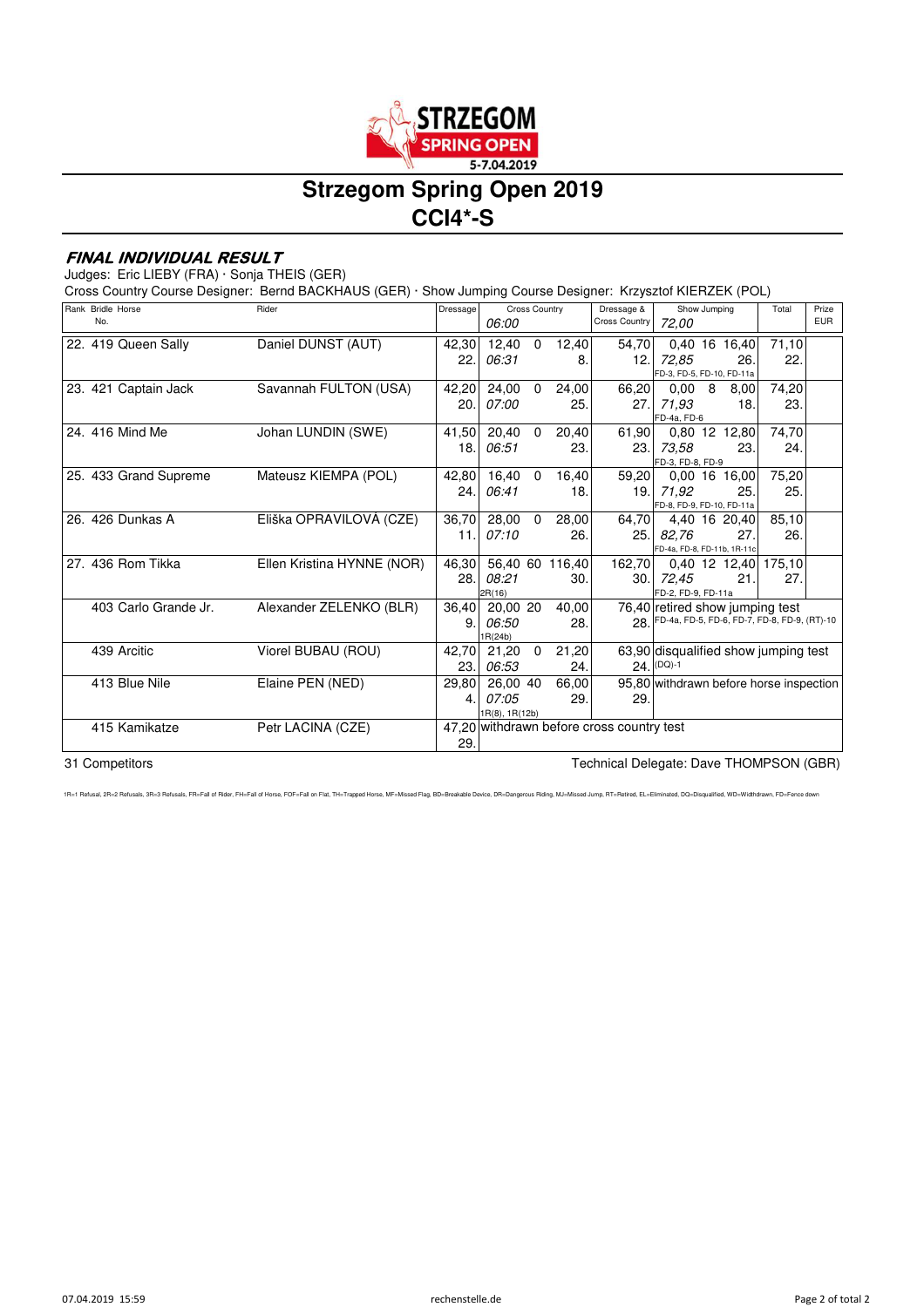STRZEGOM SPRING OPEN 5-7.04.2019

# Strzegom Spring Open 2019

## CCI4*-S

### *FINAL INDIVIDUAL RESULT*

Judges: Eric LIEBY (FRA) · Sonja THEIS (GER)

Cross Country Course Designer: Bernd BACKHAUS (GER) · Show Jumping Course Designer: Krzysztof KIERZEK (POL)

| Rank | Bridle No. | Horse | Rider | Dressage | Cross Country 06:00 | Dressage & Cross Country | Show Jumping 72,00 | Total | Prize EUR |
|---|---|---|---|---|---|---|---|---|---|
| 22. | 419 | Queen Sally | Daniel DUNST (AUT) | 42,30 / 22. | 12,40 0 12,40 / *06:31* 8. | 54,70 / 12. | 0,40 16 16,40 / *72,85* 26. / FD-3, FD-5, FD-10, FD-11a | 71,10 / 22. | |
| 23. | 421 | Captain Jack | Savannah FULTON (USA) | 42,20 / 20. | 24,00 0 24,00 / *07:00* 25. | 66,20 / 27. | 0,00 8 8,00 / *71,93* 18. / FD-4a, FD-6 | 74,20 / 23. | |
| 24. | 416 | Mind Me | Johan LUNDIN (SWE) | 41,50 / 18. | 20,40 0 20,40 / *06:51* 23. | 61,90 / 23. | 0,80 12 12,80 / *73,58* 23. / FD-3, FD-8, FD-9 | 74,70 / 24. | |
| 25. | 433 | Grand Supreme | Mateusz KIEMPA (POL) | 42,80 / 24. | 16,40 0 16,40 / *06:41* 18. | 59,20 / 19. | 0,00 16 16,00 / *71,92* 25. / FD-8, FD-9, FD-10, FD-11a | 75,20 / 25. | |
| 26. | 426 | Dunkas A | Eliška OPRAVILOVÁ (CZE) | 36,70 / 11. | 28,00 0 28,00 / *07:10* 26. | 64,70 / 25. | 4,40 16 20,40 / *82,76* 27. / FD-4a, FD-8, FD-11b, 1R-11c | 85,10 / 26. | |
| 27. | 436 | Rom Tikka | Ellen Kristina HYNNE (NOR) | 46,30 / 28. | 56,40 60 116,40 / *08:21* 30. / 2R(16) | 162,70 / 30. | 0,40 12 12,40 / *72,45* 21. / FD-2, FD-9, FD-11a | 175,10 / 27. | |
| | 403 | Carlo Grande Jr. | Alexander ZELENKO (BLR) | 36,40 / 9. | 20,00 20 40,00 / *06:50* 28. / 1R(24b) | 76,40 / 28. | retired show jumping test / FD-4a, FD-5, FD-6, FD-7, FD-8, FD-9, (RT)-10 | | |
| | 439 | Arcitic | Viorel BUBAU (ROU) | 42,70 / 23. | 21,20 0 21,20 / *06:53* 24. | 63,90 / 24. | disqualified show jumping test / (DQ)-1 | | |
| | 413 | Blue Nile | Elaine PEN (NED) | 29,80 / 4. | 26,00 40 66,00 / *07:05* 29. / 1R(8), 1R(12b) | 95,80 / 29. | withdrawn before horse inspection | | |
| | 415 | Kamikatze | Petr LACINA (CZE) | 47,20 / 29. | withdrawn before cross country test | | | | |

31 Competitors

Technical Delegate: Dave THOMPSON (GBR)

1R=1 Refusal, 2R=2 Refusals, 3R=3 Refusals, FR=Fall of Rider, FH=Fall of Horse, FOF=Fall on Flat, TH=Trapped Horse, MF=Missed Flag, BD=Breakable Device, DR=Dangerous Riding, MJ=Missed Jump, RT=Retired, EL=Eliminated, DQ=Disqualified, WD=Widthdrawn, FD=Fence down

07.04.2019 15:59 rechenstelle.de